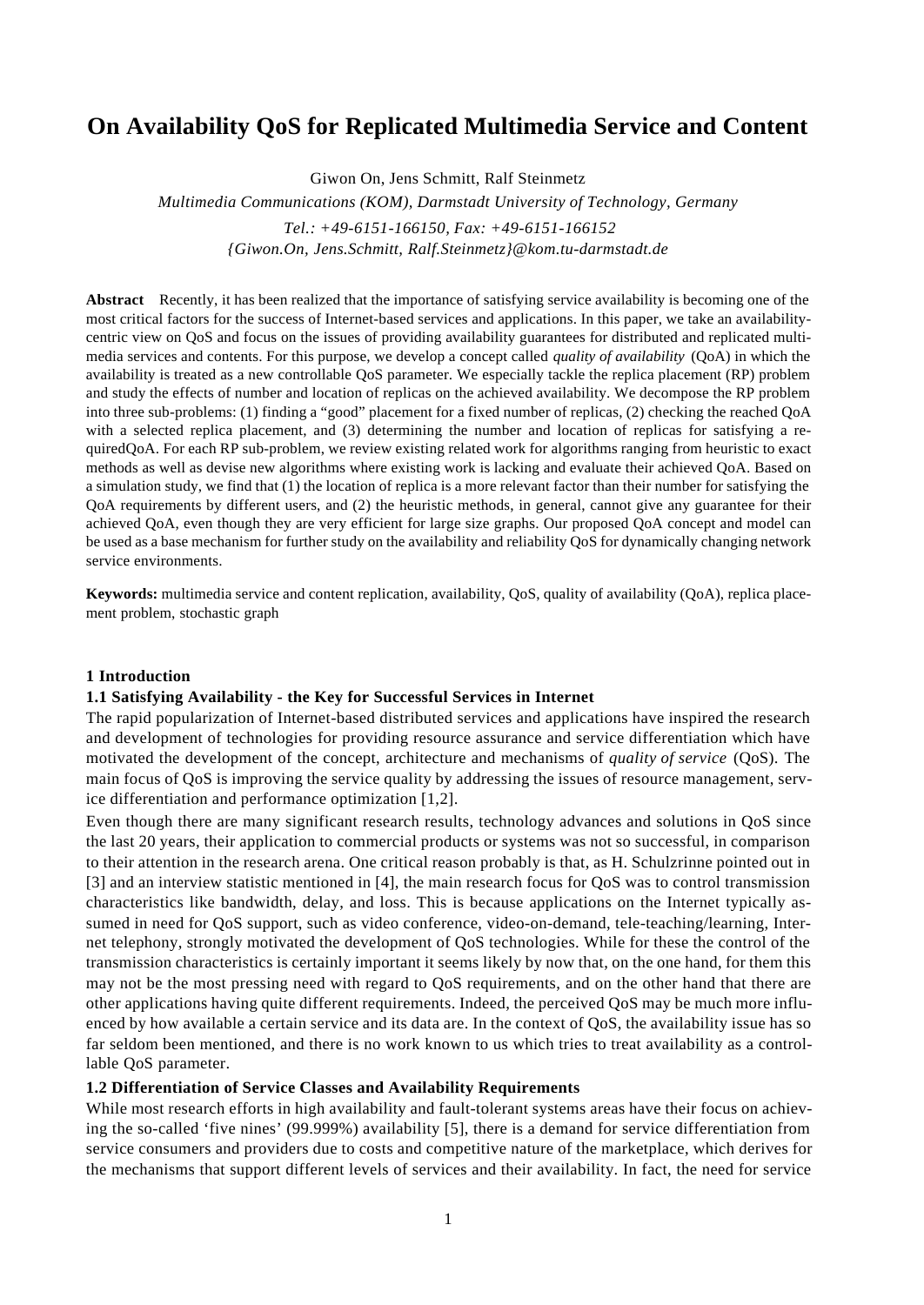# On Availability QoS for Replicated Multimedia Service and Content

Giwon On, Jens Schmitt, Ralf Steinmetz

*Multimedia Communications (KOM), Darmstadt University of Technology, Germany*

*Tel.: +49-6151-166150, Fax: +49-6151-166152*

*{Giwon.On, Jens.Schmitt, Ralf.Steinmetz}@kom.tu-darmstadt.de*

**Abstract** Recently, it has been realized that the importance of satisfying service availability is becoming one of the most critical factors for the success of Internet-based services and applications. In this paper, we take an availability-centric view on QoS and focus on the issues of providing availability guarantees for distributed and replicated multimedia services and contents. For this purpose, we develop a concept called *quality of availability* (QoA) in which the availability is treated as a new controllable QoS parameter. We especially tackle the replica placement (RP) problem and study the effects of number and location of replicas on the achieved availability. We decompose the RP problem into three sub-problems: (1) finding a "good" placement for a fixed number of replicas, (2) checking the reached QoA with a selected replica placement, and (3) determining the number and location of replicas for satisfying a requiredQoA. For each RP sub-problem, we review existing related work for algorithms ranging from heuristic to exact methods as well as devise new algorithms where existing work is lacking and evaluate their achieved QoA. Based on a simulation study, we find that (1) the location of replica is a more relevant factor than their number for satisfying the QoA requirements by different users, and (2) the heuristic methods, in general, cannot give any guarantee for their achieved QoA, even though they are very efficient for large size graphs. Our proposed QoA concept and model can be used as a base mechanism for further study on the availability and reliability QoS for dynamically changing network service environments.

**Keywords:** multimedia service and content replication, availability, QoS, quality of availability (QoA), replica placement problem, stochastic graph

## 1 Introduction

### 1.1 Satisfying Availability - the Key for Successful Services in Internet

The rapid popularization of Internet-based distributed services and applications have inspired the research and development of technologies for providing resource assurance and service differentiation which have motivated the development of the concept, architecture and mechanisms of *quality of service* (QoS). The main focus of QoS is improving the service quality by addressing the issues of resource management, service differentiation and performance optimization [1,2].

Even though there are many significant research results, technology advances and solutions in QoS since the last 20 years, their application to commercial products or systems was not so successful, in comparison to their attention in the research arena. One critical reason probably is that, as H. Schulzrinne pointed out in [3] and an interview statistic mentioned in [4], the main research focus for QoS was to control transmission characteristics like bandwidth, delay, and loss. This is because applications on the Internet typically assumed in need for QoS support, such as video conference, video-on-demand, tele-teaching/learning, Internet telephony, strongly motivated the development of QoS technologies. While for these the control of the transmission characteristics is certainly important it seems likely by now that, on the one hand, for them this may not be the most pressing need with regard to QoS requirements, and on the other hand that there are other applications having quite different requirements. Indeed, the perceived QoS may be much more influenced by how available a certain service and its data are. In the context of QoS, the availability issue has so far seldom been mentioned, and there is no work known to us which tries to treat availability as a controllable QoS parameter.

### 1.2 Differentiation of Service Classes and Availability Requirements

While most research efforts in high availability and fault-tolerant systems areas have their focus on achieving the so-called 'five nines' (99.999%) availability [5], there is a demand for service differentiation from service consumers and providers due to costs and competitive nature of the marketplace, which derives for the mechanisms that support different levels of services and their availability. In fact, the need for service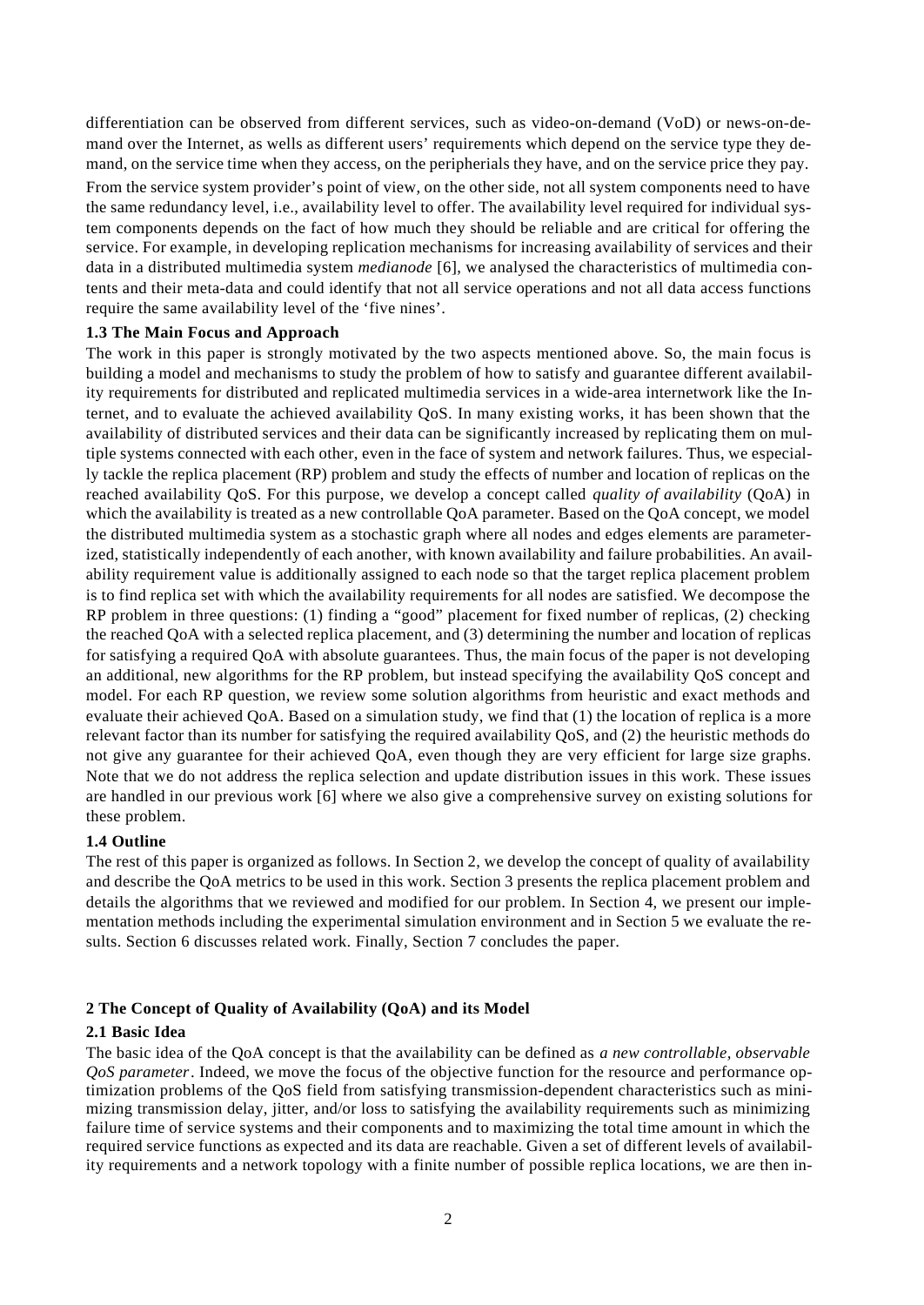differentiation can be observed from different services, such as video-on-demand (VoD) or news-on-demand over the Internet, as wells as different users' requirements which depend on the service type they demand, on the service time when they access, on the peripherials they have, and on the service price they pay. From the service system provider's point of view, on the other side, not all system components need to have the same redundancy level, i.e., availability level to offer. The availability level required for individual system components depends on the fact of how much they should be reliable and are critical for offering the service. For example, in developing replication mechanisms for increasing availability of services and their data in a distributed multimedia system *medianode* [6], we analysed the characteristics of multimedia contents and their meta-data and could identify that not all service operations and not all data access functions require the same availability level of the 'five nines'.

### 1.3 The Main Focus and Approach

The work in this paper is strongly motivated by the two aspects mentioned above. So, the main focus is building a model and mechanisms to study the problem of how to satisfy and guarantee different availability requirements for distributed and replicated multimedia services in a wide-area internetwork like the Internet, and to evaluate the achieved availability QoS. In many existing works, it has been shown that the availability of distributed services and their data can be significantly increased by replicating them on multiple systems connected with each other, even in the face of system and network failures. Thus, we especially tackle the replica placement (RP) problem and study the effects of number and location of replicas on the reached availability QoS. For this purpose, we develop a concept called *quality of availability* (QoA) in which the availability is treated as a new controllable QoA parameter. Based on the QoA concept, we model the distributed multimedia system as a stochastic graph where all nodes and edges elements are parameterized, statistically independently of each another, with known availability and failure probabilities. An availability requirement value is additionally assigned to each node so that the target replica placement problem is to find replica set with which the availability requirements for all nodes are satisfied. We decompose the RP problem in three questions: (1) finding a "good" placement for fixed number of replicas, (2) checking the reached QoA with a selected replica placement, and (3) determining the number and location of replicas for satisfying a required QoA with absolute guarantees. Thus, the main focus of the paper is not developing an additional, new algorithms for the RP problem, but instead specifying the availability QoS concept and model. For each RP question, we review some solution algorithms from heuristic and exact methods and evaluate their achieved QoA. Based on a simulation study, we find that (1) the location of replica is a more relevant factor than its number for satisfying the required availability QoS, and (2) the heuristic methods do not give any guarantee for their achieved QoA, even though they are very efficient for large size graphs. Note that we do not address the replica selection and update distribution issues in this work. These issues are handled in our previous work [6] where we also give a comprehensive survey on existing solutions for these problem.

### 1.4 Outline

The rest of this paper is organized as follows. In Section 2, we develop the concept of quality of availability and describe the QoA metrics to be used in this work. Section 3 presents the replica placement problem and details the algorithms that we reviewed and modified for our problem. In Section 4, we present our implementation methods including the experimental simulation environment and in Section 5 we evaluate the results. Section 6 discusses related work. Finally, Section 7 concludes the paper.

## 2 The Concept of Quality of Availability (QoA) and its Model

### 2.1 Basic Idea

The basic idea of the QoA concept is that the availability can be defined as *a new controllable, observable QoS parameter*. Indeed, we move the focus of the objective function for the resource and performance optimization problems of the QoS field from satisfying transmission-dependent characteristics such as minimizing transmission delay, jitter, and/or loss to satisfying the availability requirements such as minimizing failure time of service systems and their components and to maximizing the total time amount in which the required service functions as expected and its data are reachable. Given a set of different levels of availability requirements and a network topology with a finite number of possible replica locations, we are then in-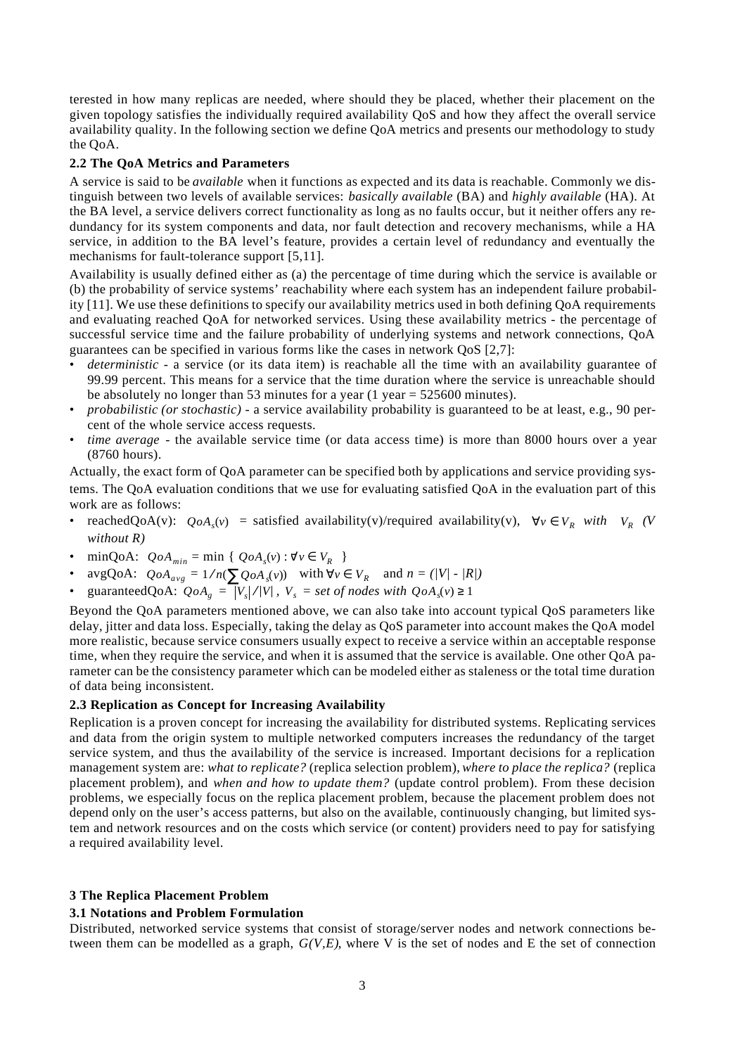terested in how many replicas are needed, where should they be placed, whether their placement on the given topology satisfies the individually required availability QoS and how they affect the overall service availability quality. In the following section we define QoA metrics and presents our methodology to study the QoA.

### 2.2 The QoA Metrics and Parameters

A service is said to be *available* when it functions as expected and its data is reachable. Commonly we distinguish between two levels of available services: *basically available* (BA) and *highly available* (HA). At the BA level, a service delivers correct functionality as long as no faults occur, but it neither offers any redundancy for its system components and data, nor fault detection and recovery mechanisms, while a HA service, in addition to the BA level's feature, provides a certain level of redundancy and eventually the mechanisms for fault-tolerance support [5,11].

Availability is usually defined either as (a) the percentage of time during which the service is available or (b) the probability of service systems' reachability where each system has an independent failure probability [11]. We use these definitions to specify our availability metrics used in both defining QoA requirements and evaluating reached QoA for networked services. Using these availability metrics - the percentage of successful service time and the failure probability of underlying systems and network connections, QoA guarantees can be specified in various forms like the cases in network QoS [2,7]:

- *deterministic* - a service (or its data item) is reachable all the time with an availability guarantee of 99.99 percent. This means for a service that the time duration where the service is unreachable should be absolutely no longer than 53 minutes for a year (1 year = 525600 minutes).
- *probabilistic (or stochastic)* - a service availability probability is guaranteed to be at least, e.g., 90 percent of the whole service access requests.
- *time average* - the available service time (or data access time) is more than 8000 hours over a year (8760 hours).

Actually, the exact form of QoA parameter can be specified both by applications and service providing systems. The QoA evaluation conditions that we use for evaluating satisfied QoA in the evaluation part of this work are as follows:

- reachedQoA(v): $QoA_s(v)$ = satisfied availability(v)/required availability(v), $\forall v \in V_R$ *with* $V_R$ *(V without R)*
- minQoA: $QoA_{min} = \min \{ QoA_s(v) : \forall v \in V_R \}$
- avgQoA: $QoA_{avg} = 1/n(\sum QoA_s(v))$ with $\forall v \in V_R$ and $n = (|V| - |R|)$
- guaranteedQoA: $QoA_g = |V_s|/|V|$, $V_s$ = *set of nodes with* $QoA_s(v) \geq 1$

Beyond the QoA parameters mentioned above, we can also take into account typical QoS parameters like delay, jitter and data loss. Especially, taking the delay as QoS parameter into account makes the QoA model more realistic, because service consumers usually expect to receive a service within an acceptable response time, when they require the service, and when it is assumed that the service is available. One other QoA parameter can be the consistency parameter which can be modeled either as staleness or the total time duration of data being inconsistent.

### 2.3 Replication as Concept for Increasing Availability

Replication is a proven concept for increasing the availability for distributed systems. Replicating services and data from the origin system to multiple networked computers increases the redundancy of the target service system, and thus the availability of the service is increased. Important decisions for a replication management system are: *what to replicate?* (replica selection problem), *where to place the replica?* (replica placement problem), and *when and how to update them?* (update control problem). From these decision problems, we especially focus on the replica placement problem, because the placement problem does not depend only on the user's access patterns, but also on the available, continuously changing, but limited system and network resources and on the costs which service (or content) providers need to pay for satisfying a required availability level.

## 3 The Replica Placement Problem

### 3.1 Notations and Problem Formulation

Distributed, networked service systems that consist of storage/server nodes and network connections between them can be modelled as a graph, *G(V,E)*, where V is the set of nodes and E the set of connection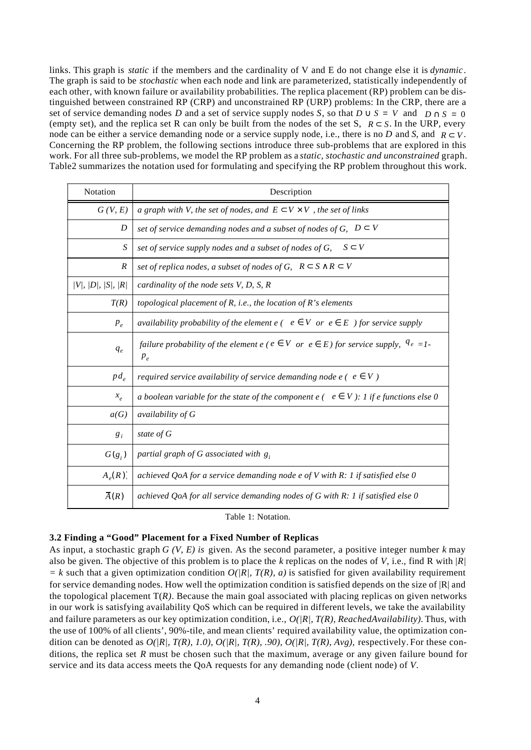links. This graph is *static* if the members and the cardinality of V and E do not change else it is *dynamic*. The graph is said to be *stochastic* when each node and link are parameterized, statistically independently of each other, with known failure or availability probabilities. The replica placement (RP) problem can be distinguished between constrained RP (CRP) and unconstrained RP (URP) problems: In the CRP, there are a set of service demanding nodes *D* and a set of service supply nodes *S*, so that $D \cup S = V$ and $D \cap S = 0$ (empty set), and the replica set R can only be built from the nodes of the set S, $R \subset S$. In the URP, every node can be either a service demanding node or a service supply node, i.e., there is no *D* and *S*, and $R \subset V$. Concerning the RP problem, the following sections introduce three sub-problems that are explored in this work. For all three sub-problems, we model the RP problem as a *static, stochastic and unconstrained* graph. Table2 summarizes the notation used for formulating and specifying the RP problem throughout this work.

| Notation | Description |
|---|---|
| $G(V, E)$ | *a graph with V, the set of nodes, and* $E \subset V \times V$ *, the set of links* |
| $D$ | *set of service demanding nodes and a subset of nodes of G,* $D \subset V$ |
| $S$ | *set of service supply nodes and a subset of nodes of G,* $S \subset V$ |
| $R$ | *set of replica nodes, a subset of nodes of G,* $R \subset S \wedge R \subset V$ |
| $\|V\|$, $\|D\|$, $\|S\|$, $\|R\|$ | *cardinality of the node sets V, D, S, R* |
| $T(R)$ | *topological placement of R, i.e., the location of R's elements* |
| $p_e$ | *availability probability of the element e (* $e \in V$ *or* $e \in E$ *) for service supply* |
| $q_e$ | *failure probability of the element e (* $e \in V$ *or* $e \in E$*) for service supply,* $q_e = 1 - p_e$ |
| $pd_e$ | *required service availability of service demanding node e (* $e \in V$ *)* |
| $x_e$ | *a boolean variable for the state of the component e (* $e \in V$ *): 1 if e functions else 0* |
| $a(G)$ | *availability of G* |
| $g_i$ | *state of G* |
| $G(g_i)$ | *partial graph of G associated with* $g_i$ |
| $A_e(R)$ | *achieved QoA for a service demanding node e of V with R: 1 if satisfied else 0* |
| $\overline{A}(R)$ | *achieved QoA for all service demanding nodes of G with R: 1 if satisfied else 0* |

Table 1: Notation.

### 3.2 Finding a "Good" Placement for a Fixed Number of Replicas

As input, a stochastic graph *G (V, E) is* given. As the second parameter, a positive integer number *k* may also be given. The objective of this problem is to place the *k* replicas on the nodes of *V*, i.e., find R with $|R| = k$ such that a given optimization condition $O(|R|, T(R), a)$ is satisfied for given availability requirement for service demanding nodes. How well the optimization condition is satisfied depends on the size of |R| and the topological placement T(*R)*. Because the main goal associated with placing replicas on given networks in our work is satisfying availability QoS which can be required in different levels, we take the availability and failure parameters as our key optimization condition, i.e., *O(*|*R*|*, T(R), ReachedAvailability)*. Thus, with the use of 100% of all clients', 90%-tile, and mean clients' required availability value, the optimization condition can be denoted as *O(*|*R*|*, T(R), 1.0), O(*|*R*|*, T(R), .90), O(*|*R*|*, T(R), Avg),* respectively. For these conditions, the replica set *R* must be chosen such that the maximum, average or any given failure bound for service and its data access meets the QoA requests for any demanding node (client node) of *V*.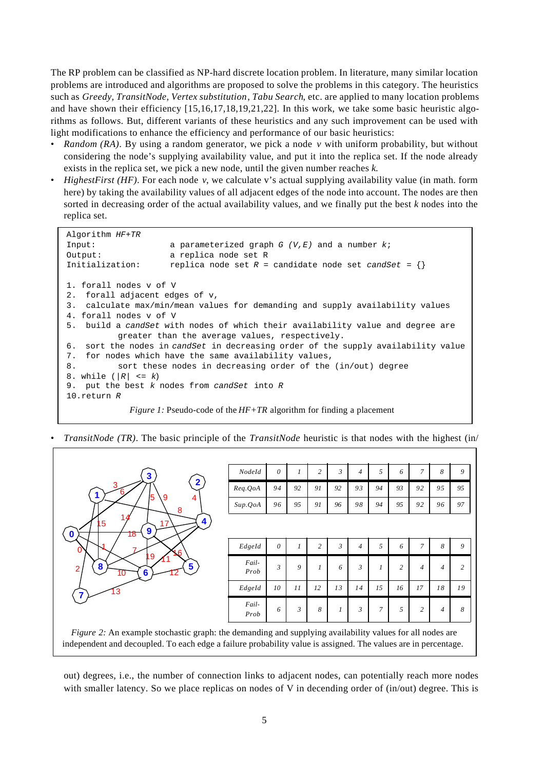The RP problem can be classified as NP-hard discrete location problem. In literature, many similar location problems are introduced and algorithms are proposed to solve the problems in this category. The heuristics such as *Greedy*, *TransitNode*, *Vertex substitution*, *Tabu Search*, etc. are applied to many location problems and have shown their efficiency [15,16,17,18,19,21,22]. In this work, we take some basic heuristic algorithms as follows. But, different variants of these heuristics and any such improvement can be used with light modifications to enhance the efficiency and performance of our basic heuristics:

- *Random (RA)*. By using a random generator, we pick a node $v$ with uniform probability, but without considering the node's supplying availability value, and put it into the replica set. If the node already exists in the replica set, we pick a new node, until the given number reaches $k$.
- *HighestFirst (HF)*. For each node $v$, we calculate v's actual supplying availability value (in math. form here) by taking the availability values of all adjacent edges of the node into account. The nodes are then sorted in decreasing order of the actual availability values, and we finally put the best $k$ nodes into the replica set.

```
Algorithm HF+TR
Input:              a parameterized graph G (V,E) and a number k;
Output:             a replica node set R
Initialization:     replica node set R = candidate node set candSet = {}

1. forall nodes v of V
2.  forall adjacent edges of v,
3.  calculate max/min/mean values for demanding and supply availability values
4. forall nodes v of V
5.  build a candSet with nodes of which their availability value and degree are
         greater than the average values, respectively.
6.  sort the nodes in candSet in decreasing order of the supply availability value
7.  for nodes which have the same availability values,
8.         sort these nodes in decreasing order of the (in/out) degree
8. while (|R| <= k)
9.  put the best k nodes from candSet into R
10.return R
```

*Figure 1:* Pseudo-code of the *HF+TR* algorithm for finding a placement

- *TransitNode (TR)*. The basic principle of the *TransitNode* heuristic is that nodes with the highest (in/out) degrees, i.e., the number of connection links to adjacent nodes, can potentially reach more nodes with smaller latency. So we place replicas on nodes of V in decending order of (in/out) degree. This is

| NodeId | 0 | 1 | 2 | 3 | 4 | 5 | 6 | 7 | 8 | 9 |
|---|---|---|---|---|---|---|---|---|---|---|
| Req.QoA | 94 | 92 | 91 | 92 | 93 | 94 | 93 | 92 | 95 | 95 |
| Sup.QoA | 96 | 95 | 91 | 96 | 98 | 94 | 95 | 92 | 96 | 97 |

| EdgeId | 0 | 1 | 2 | 3 | 4 | 5 | 6 | 7 | 8 | 9 |
|---|---|---|---|---|---|---|---|---|---|---|
| Fail-Prob | 3 | 9 | 1 | 6 | 3 | 1 | 2 | 4 | 4 | 2 |
| EdgeId | 10 | 11 | 12 | 13 | 14 | 15 | 16 | 17 | 18 | 19 |
| Fail-Prob | 6 | 3 | 8 | 1 | 3 | 7 | 5 | 2 | 4 | 8 |

*Figure 2:* An example stochastic graph: the demanding and supplying availability values for all nodes are independent and decoupled. To each edge a failure probability value is assigned. The values are in percentage.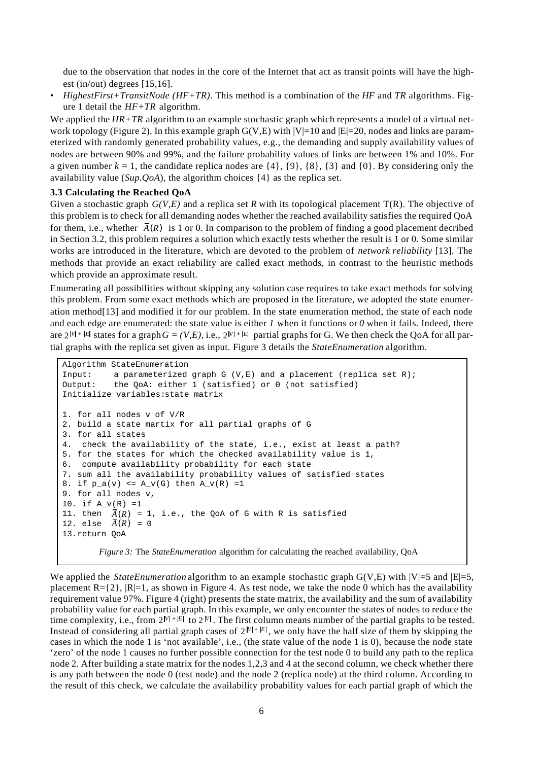due to the observation that nodes in the core of the Internet that act as transit points will have the highest (in/out) degrees [15,16].

- *HighestFirst+TransitNode (HF+TR)*. This method is a combination of the *HF* and *TR* algorithms. Figure 1 detail the *HF+TR* algorithm.

We applied the *HR+TR* algorithm to an example stochastic graph which represents a model of a virtual network topology (Figure 2). In this example graph G(V,E) with |V|=10 and |E|=20, nodes and links are parameterized with randomly generated probability values, e.g., the demanding and supply availability values of nodes are between 90% and 99%, and the failure probability values of links are between 1% and 10%. For a given number $k$ = 1, the candidate replica nodes are {4}, {9}, {8}, {3} and {0}. By considering only the availability value (*Sup.QoA*), the algorithm choices {4} as the replica set.

### 3.3 Calculating the Reached QoA

Given a stochastic graph *G(V,E)* and a replica set *R* with its topological placement T(R). The objective of this problem is to check for all demanding nodes whether the reached availability satisfies the required QoA for them, i.e., whether $\overline{A}(R)$ is 1 or 0. In comparison to the problem of finding a good placement decribed in Section 3.2, this problem requires a solution which exactly tests whether the result is 1 or 0. Some similar works are introduced in the literature, which are devoted to the problem of *network reliability* [13]. The methods that provide an exact reliability are called exact methods, in contrast to the heuristic methods which provide an approximate result.

Enumerating all possibilities without skipping any solution case requires to take exact methods for solving this problem. From some exact methods which are proposed in the literature, we adopted the state enumeration method[13] and modified it for our problem. In the state enumeration method, the state of each node and each edge are enumerated: the state value is either *1* when it functions or *0* when it fails. Indeed, there are $2^{|V|+|E|}$ states for a graph $G = (V,E)$, i.e., $2^{|V|+|E|}$ partial graphs for G. We then check the QoA for all partial graphs with the replica set given as input. Figure 3 details the *StateEnumeration* algorithm.

```
Algorithm StateEnumeration
Input:     a parameterized graph G (V,E) and a placement (replica set R);
Output:    the QoA: either 1 (satisfied) or 0 (not satisfied)
Initialize variables:state matrix

1. for all nodes v of V/R
2. build a state martix for all partial graphs of G
3. for all states
4.  check the availability of the state, i.e., exist at least a path?
5. for the states for which the checked availability value is 1,
6.  compute availability probability for each state
7. sum all the availability probability values of satisfied states
8. if p_a(v) <= A_v(G) then A_v(R) =1
9. for all nodes v,
10. if A_v(R) =1
11. then  Ā(R) = 1, i.e., the QoA of G with R is satisfied
12. else  Ā(R) = 0
13.return QoA
```

*Figure 3:* The *StateEnumeration* algorithm for calculating the reached availability, QoA

We applied the *StateEnumeration* algorithm to an example stochastic graph G(V,E) with |V|=5 and |E|=5, placement R={2}, |R|=1, as shown in Figure 4. As test node, we take the node 0 which has the availability requirement value 97%. Figure 4 (right) presents the state matrix, the availability and the sum of availability probability value for each partial graph. In this example, we only encounter the states of nodes to reduce the time complexity, i.e., from $2^{|V|+|E|}$ to $2^{|V|}$. The first column means number of the partial graphs to be tested. Instead of considering all partial graph cases of $2^{|V|+|E|}$, we only have the half size of them by skipping the cases in which the node 1 is 'not available', i.e., (the state value of the node 1 is 0), because the node state 'zero' of the node 1 causes no further possible connection for the test node 0 to build any path to the replica node 2. After building a state matrix for the nodes 1,2,3 and 4 at the second column, we check whether there is any path between the node 0 (test node) and the node 2 (replica node) at the third column. According to the result of this check, we calculate the availability probability values for each partial graph of which the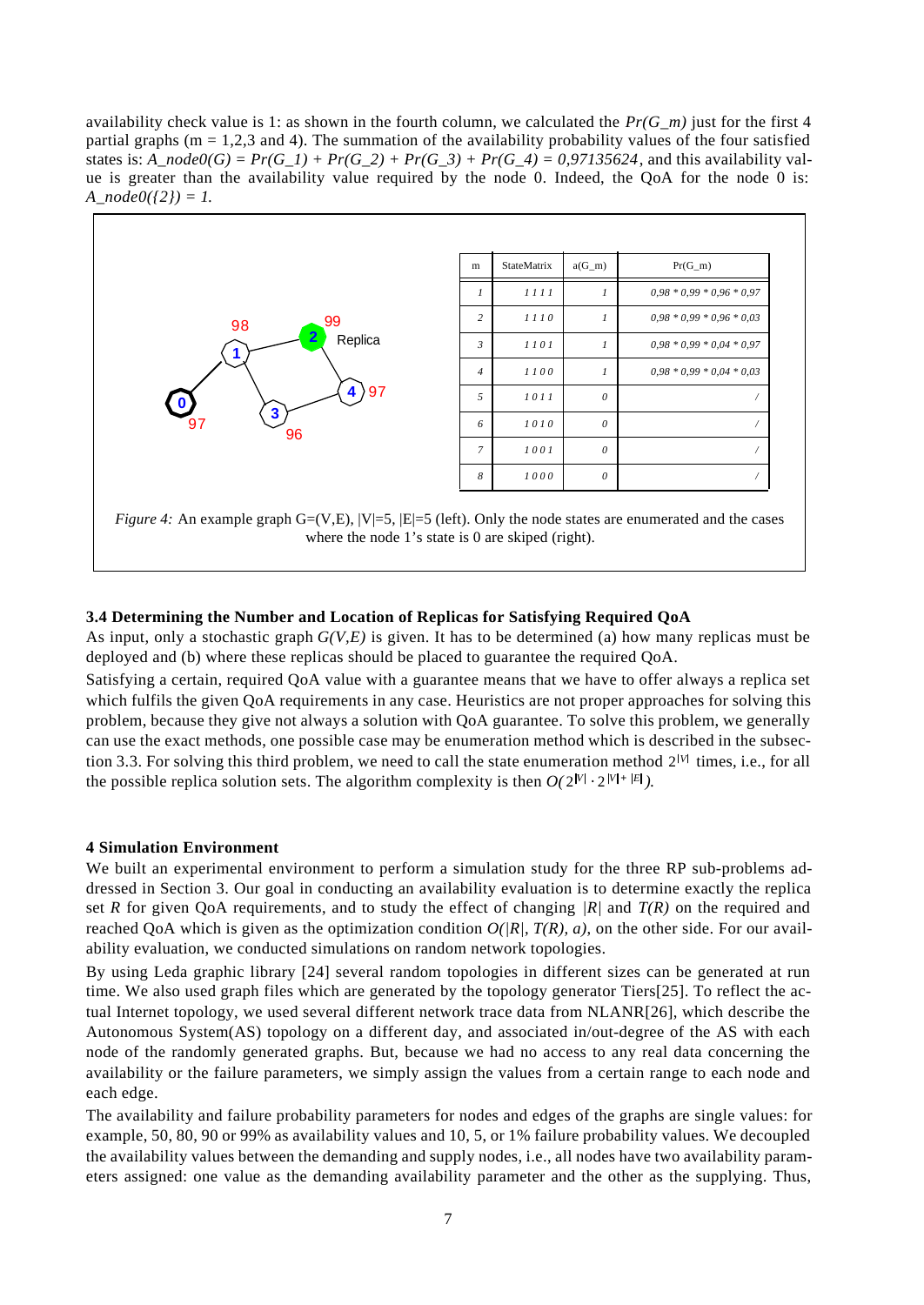availability check value is 1: as shown in the fourth column, we calculated the $Pr(G\_m)$ just for the first 4 partial graphs (m = 1,2,3 and 4). The summation of the availability probability values of the four satisfied states is: $A\_node0(G) = Pr(G\_1) + Pr(G\_2) + Pr(G\_3) + Pr(G\_4) = 0{,}97135624$, and this availability value is greater than the availability value required by the node 0. Indeed, the QoA for the node 0 is: $A\_node0(\{2\}) = 1$.

| m | StateMatrix | a(G_m) | Pr(G_m) |
|---|---|---|---|
| 1 | 1 1 1 1 | 1 | 0,98 * 0,99 * 0,96 * 0,97 |
| 2 | 1 1 1 0 | 1 | 0,98 * 0,99 * 0,96 * 0,03 |
| 3 | 1 1 0 1 | 1 | 0,98 * 0,99 * 0,04 * 0,97 |
| 4 | 1 1 0 0 | 1 | 0,98 * 0,99 * 0,04 * 0,03 |
| 5 | 1 0 1 1 | 0 | / |
| 6 | 1 0 1 0 | 0 | / |
| 7 | 1 0 0 1 | 0 | / |
| 8 | 1 0 0 0 | 0 | / |

*Figure 4:* An example graph G=(V,E), |V|=5, |E|=5 (left). Only the node states are enumerated and the cases where the node 1's state is 0 are skiped (right).

### 3.4 Determining the Number and Location of Replicas for Satisfying Required QoA

As input, only a stochastic graph $G(V,E)$ is given. It has to be determined (a) how many replicas must be deployed and (b) where these replicas should be placed to guarantee the required QoA.

Satisfying a certain, required QoA value with a guarantee means that we have to offer always a replica set which fulfils the given QoA requirements in any case. Heuristics are not proper approaches for solving this problem, because they give not always a solution with QoA guarantee. To solve this problem, we generally can use the exact methods, one possible case may be enumeration method which is described in the subsection 3.3. For solving this third problem, we need to call the state enumeration method $2^{|V|}$ times, i.e., for all the possible replica solution sets. The algorithm complexity is then $O(2^{|V|} \cdot 2^{|V|+|E|})$.

## 4 Simulation Environment

We built an experimental environment to perform a simulation study for the three RP sub-problems addressed in Section 3. Our goal in conducting an availability evaluation is to determine exactly the replica set $R$ for given QoA requirements, and to study the effect of changing $|R|$ and $T(R)$ on the required and reached QoA which is given as the optimization condition $O(|R|, T(R), a)$, on the other side. For our availability evaluation, we conducted simulations on random network topologies.

By using Leda graphic library [24] several random topologies in different sizes can be generated at run time. We also used graph files which are generated by the topology generator Tiers[25]. To reflect the actual Internet topology, we used several different network trace data from NLANR[26], which describe the Autonomous System(AS) topology on a different day, and associated in/out-degree of the AS with each node of the randomly generated graphs. But, because we had no access to any real data concerning the availability or the failure parameters, we simply assign the values from a certain range to each node and each edge.

The availability and failure probability parameters for nodes and edges of the graphs are single values: for example, 50, 80, 90 or 99% as availability values and 10, 5, or 1% failure probability values. We decoupled the availability values between the demanding and supply nodes, i.e., all nodes have two availability parameters assigned: one value as the demanding availability parameter and the other as the supplying. Thus,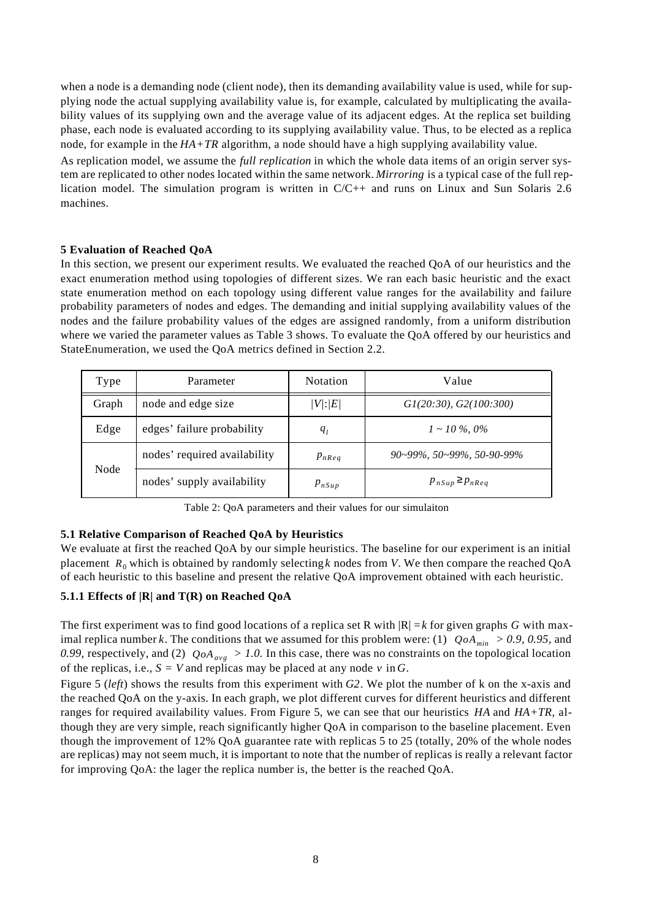when a node is a demanding node (client node), then its demanding availability value is used, while for supplying node the actual supplying availability value is, for example, calculated by multiplicating the availability values of its supplying own and the average value of its adjacent edges. At the replica set building phase, each node is evaluated according to its supplying availability value. Thus, to be elected as a replica node, for example in the *HA+TR* algorithm, a node should have a high supplying availability value.

As replication model, we assume the *full replication* in which the whole data items of an origin server system are replicated to other nodes located within the same network. *Mirroring* is a typical case of the full replication model. The simulation program is written in C/C++ and runs on Linux and Sun Solaris 2.6 machines.

## 5 Evaluation of Reached QoA

In this section, we present our experiment results. We evaluated the reached QoA of our heuristics and the exact enumeration method using topologies of different sizes. We ran each basic heuristic and the exact state enumeration method on each topology using different value ranges for the availability and failure probability parameters of nodes and edges. The demanding and initial supplying availability values of the nodes and the failure probability values of the edges are assigned randomly, from a uniform distribution where we varied the parameter values as Table 3 shows. To evaluate the QoA offered by our heuristics and StateEnumeration, we used the QoA metrics defined in Section 2.2.

| Type | Parameter | Notation | Value |
|---|---|---|---|
| Graph | node and edge size | $\|V\|:\|E\|$ | *G1(20:30), G2(100:300)* |
| Edge | edges' failure probability | $q_l$ | *1 ~ 10 %, 0%* |
| Node | nodes' required availability | $p_{nReq}$ | *90~99%, 50~99%, 50-90-99%* |
| | nodes' supply availability | $p_{nSup}$ | $p_{nSup} \geq p_{nReq}$ |

Table 2: QoA parameters and their values for our simulaiton

### 5.1 Relative Comparison of Reached QoA by Heuristics

We evaluate at first the reached QoA by our simple heuristics. The baseline for our experiment is an initial placement $R_0$ which is obtained by randomly selecting $k$ nodes from $V$. We then compare the reached QoA of each heuristic to this baseline and present the relative QoA improvement obtained with each heuristic.

#### 5.1.1 Effects of |R| and T(R) on Reached QoA

The first experiment was to find good locations of a replica set R with $|R| = k$ for given graphs $G$ with maximal replica number $k$. The conditions that we assumed for this problem were: (1) $QoA_{min} > 0.9$, *0.95*, and *0.99*, respectively, and (2) $QoA_{avg} > 1.0$. In this case, there was no constraints on the topological location of the replicas, i.e., $S = V$ and replicas may be placed at any node $v$ in $G$.

Figure 5 (*left*) shows the results from this experiment with *G2*. We plot the number of k on the x-axis and the reached QoA on the y-axis. In each graph, we plot different curves for different heuristics and different ranges for required availability values. From Figure 5, we can see that our heuristics *HA* and *HA+TR*, although they are very simple, reach significantly higher QoA in comparison to the baseline placement. Even though the improvement of 12% QoA guarantee rate with replicas 5 to 25 (totally, 20% of the whole nodes are replicas) may not seem much, it is important to note that the number of replicas is really a relevant factor for improving QoA: the lager the replica number is, the better is the reached QoA.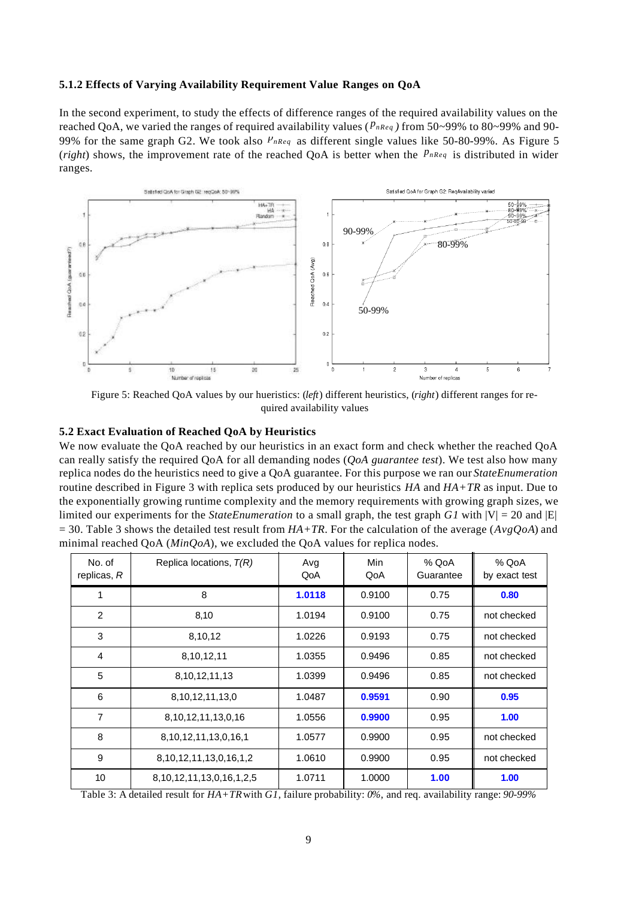### 5.1.2 Effects of Varying Availability Requirement Value Ranges on QoA

In the second experiment, to study the effects of difference ranges of the required availability values on the reached QoA, we varied the ranges of required availability values ($p_{nReq}$) from 50~99% to 80~99% and 90-99% for the same graph G2. We took also $p_{nReq}$ as different single values like 50-80-99%. As Figure 5 (*right*) shows, the improvement rate of the reached QoA is better when the $p_{nReq}$ is distributed in wider ranges.

Figure 5: Reached QoA values by our hueristics: (*left*) different heuristics, (*right*) different ranges for required availability values

## 5.2 Exact Evaluation of Reached QoA by Heuristics

We now evaluate the QoA reached by our heuristics in an exact form and check whether the reached QoA can really satisfy the required QoA for all demanding nodes (*QoA guarantee test*). We test also how many replica nodes do the heuristics need to give a QoA guarantee. For this purpose we ran our *StateEnumeration* routine described in Figure 3 with replica sets produced by our heuristics *HA* and *HA+TR* as input. Due to the exponentially growing runtime complexity and the memory requirements with growing graph sizes, we limited our experiments for the *StateEnumeration* to a small graph, the test graph *G1* with |V| = 20 and |E| = 30. Table 3 shows the detailed test result from *HA+TR*. For the calculation of the average (*AvgQoA*) and minimal reached QoA (*MinQoA*), we excluded the QoA values for replica nodes.

| No. of replicas, *R* | Replica locations, *T(R)* | Avg QoA | Min QoA | % QoA Guarantee | % QoA by exact test |
|---|---|---|---|---|---|
| 1 | 8 | **1.0118** | 0.9100 | 0.75 | **0.80** |
| 2 | 8,10 | 1.0194 | 0.9100 | 0.75 | not checked |
| 3 | 8,10,12 | 1.0226 | 0.9193 | 0.75 | not checked |
| 4 | 8,10,12,11 | 1.0355 | 0.9496 | 0.85 | not checked |
| 5 | 8,10,12,11,13 | 1.0399 | 0.9496 | 0.85 | not checked |
| 6 | 8,10,12,11,13,0 | 1.0487 | **0.9591** | 0.90 | **0.95** |
| 7 | 8,10,12,11,13,0,16 | 1.0556 | **0.9900** | 0.95 | **1.00** |
| 8 | 8,10,12,11,13,0,16,1 | 1.0577 | 0.9900 | 0.95 | not checked |
| 9 | 8,10,12,11,13,0,16,1,2 | 1.0610 | 0.9900 | 0.95 | not checked |
| 10 | 8,10,12,11,13,0,16,1,2,5 | 1.0711 | 1.0000 | **1.00** | **1.00** |

Table 3: A detailed result for *HA+TR* with *G1*, failure probability: *0%*, and req. availability range: *90-99%*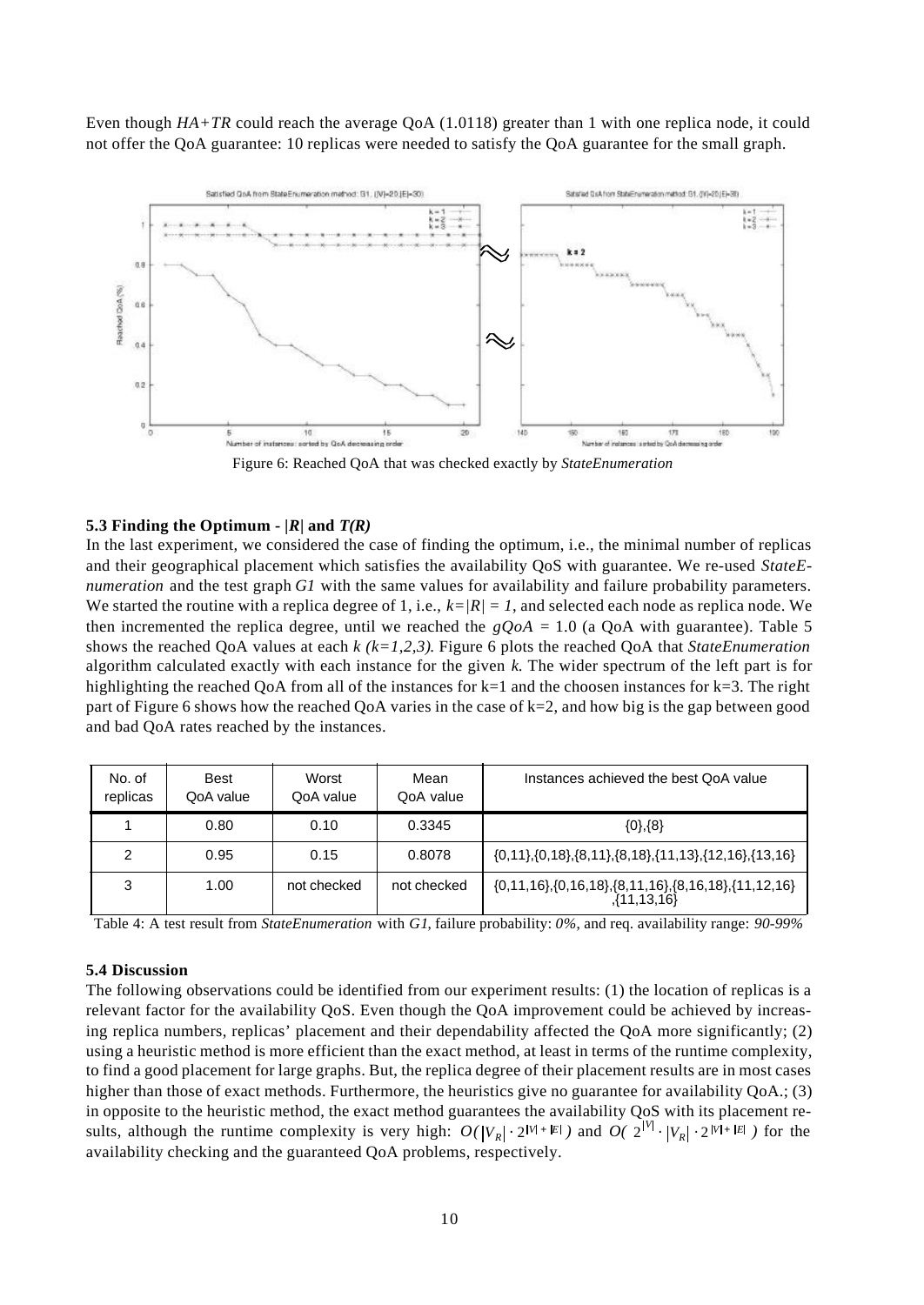Even though *HA+TR* could reach the average QoA (1.0118) greater than 1 with one replica node, it could not offer the QoA guarantee: 10 replicas were needed to satisfy the QoA guarantee for the small graph.

Figure 6: Reached QoA that was checked exactly by *StateEnumeration*

### 5.3 Finding the Optimum - $|R|$ and $T(R)$

In the last experiment, we considered the case of finding the optimum, i.e., the minimal number of replicas and their geographical placement which satisfies the availability QoS with guarantee. We re-used *StateEnumeration* and the test graph *G1* with the same values for availability and failure probability parameters. We started the routine with a replica degree of 1, i.e., $k=|R| = 1$, and selected each node as replica node. We then incremented the replica degree, until we reached the $gQoA = 1.0$ (a QoA with guarantee). Table 5 shows the reached QoA values at each $k$ $(k=1,2,3)$. Figure 6 plots the reached QoA that *StateEnumeration* algorithm calculated exactly with each instance for the given $k$. The wider spectrum of the left part is for highlighting the reached QoA from all of the instances for k=1 and the choosen instances for k=3. The right part of Figure 6 shows how the reached QoA varies in the case of k=2, and how big is the gap between good and bad QoA rates reached by the instances.

| No. of replicas | Best QoA value | Worst QoA value | Mean QoA value | Instances achieved the best QoA value |
|---|---|---|---|---|
| 1 | 0.80 | 0.10 | 0.3345 | {0},{8} |
| 2 | 0.95 | 0.15 | 0.8078 | {0,11},{0,18},{8,11},{8,18},{11,13},{12,16},{13,16} |
| 3 | 1.00 | not checked | not checked | {0,11,16},{0,16,18},{8,11,16},{8,16,18},{11,12,16},{11,13,16} |

Table 4: A test result from *StateEnumeration* with *G1*, failure probability: *0%*, and req. availability range: *90-99%*

### 5.4 Discussion

The following observations could be identified from our experiment results: (1) the location of replicas is a relevant factor for the availability QoS. Even though the QoA improvement could be achieved by increasing replica numbers, replicas' placement and their dependability affected the QoA more significantly; (2) using a heuristic method is more efficient than the exact method, at least in terms of the runtime complexity, to find a good placement for large graphs. But, the replica degree of their placement results are in most cases higher than those of exact methods. Furthermore, the heuristics give no guarantee for availability QoA.; (3) in opposite to the heuristic method, the exact method guarantees the availability QoS with its placement results, although the runtime complexity is very high: $O(|V_R| \cdot 2^{|V|+|E|})$ and $O(2^{|V|} \cdot |V_R| \cdot 2^{|V|+|E|})$ for the availability checking and the guaranteed QoA problems, respectively.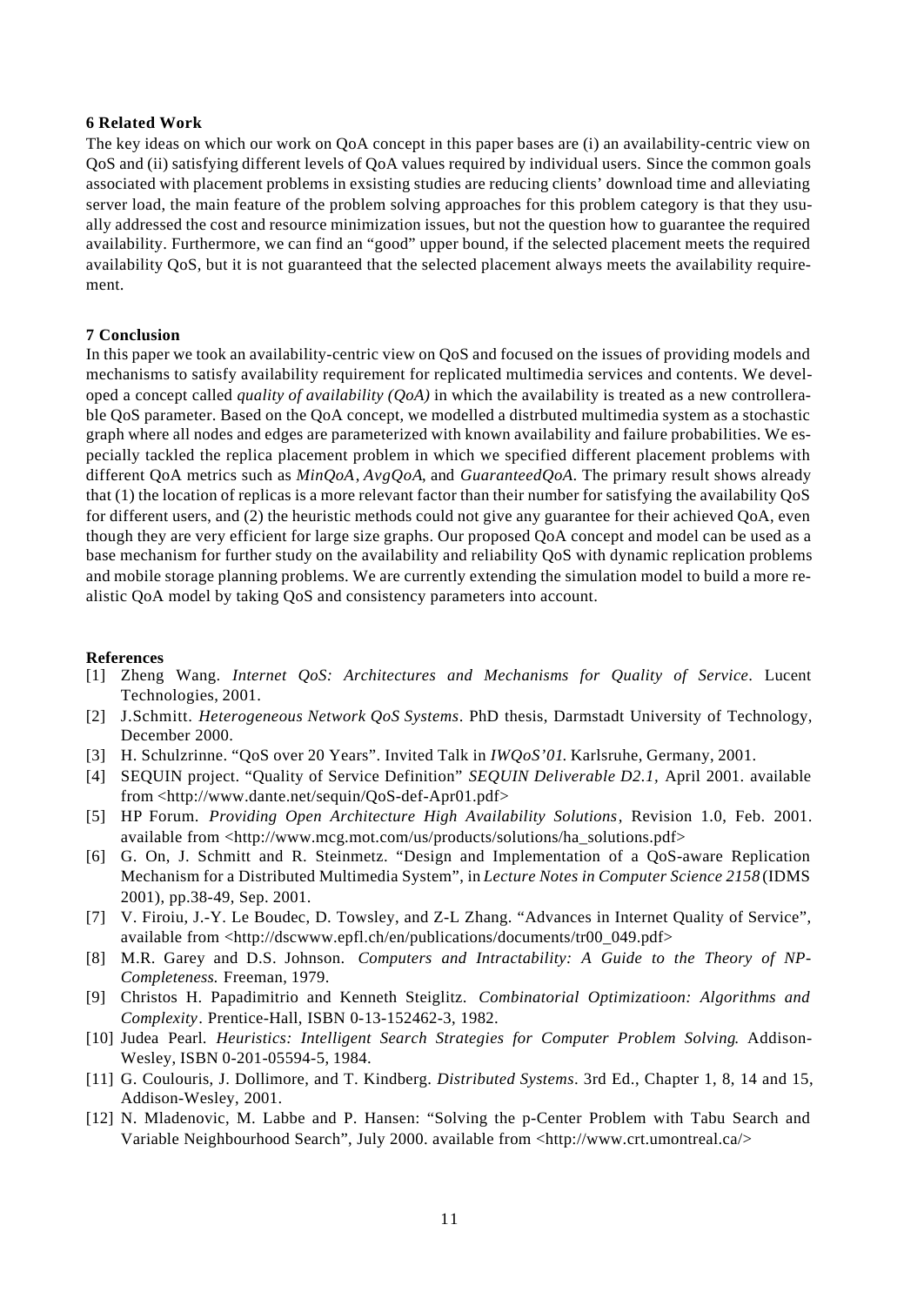## 6 Related Work

The key ideas on which our work on QoA concept in this paper bases are (i) an availability-centric view on QoS and (ii) satisfying different levels of QoA values required by individual users. Since the common goals associated with placement problems in exsisting studies are reducing clients' download time and alleviating server load, the main feature of the problem solving approaches for this problem category is that they usually addressed the cost and resource minimization issues, but not the question how to guarantee the required availability. Furthermore, we can find an "good" upper bound, if the selected placement meets the required availability QoS, but it is not guaranteed that the selected placement always meets the availability requirement.

## 7 Conclusion

In this paper we took an availability-centric view on QoS and focused on the issues of providing models and mechanisms to satisfy availability requirement for replicated multimedia services and contents. We developed a concept called *quality of availability (QoA)* in which the availability is treated as a new controllerable QoS parameter. Based on the QoA concept, we modelled a distrbuted multimedia system as a stochastic graph where all nodes and edges are parameterized with known availability and failure probabilities. We especially tackled the replica placement problem in which we specified different placement problems with different QoA metrics such as *MinQoA*, *AvgQoA*, and *GuaranteedQoA*. The primary result shows already that (1) the location of replicas is a more relevant factor than their number for satisfying the availability QoS for different users, and (2) the heuristic methods could not give any guarantee for their achieved QoA, even though they are very efficient for large size graphs. Our proposed QoA concept and model can be used as a base mechanism for further study on the availability and reliability QoS with dynamic replication problems and mobile storage planning problems. We are currently extending the simulation model to build a more realistic QoA model by taking QoS and consistency parameters into account.

## References

[1] Zheng Wang. *Internet QoS: Architectures and Mechanisms for Quality of Service*. Lucent Technologies, 2001.

[2] J.Schmitt. *Heterogeneous Network QoS Systems*. PhD thesis, Darmstadt University of Technology, December 2000.

[3] H. Schulzrinne. "QoS over 20 Years". Invited Talk in *IWQoS'01*. Karlsruhe, Germany, 2001.

[4] SEQUIN project. "Quality of Service Definition" *SEQUIN Deliverable D2.1*, April 2001. available from <http://www.dante.net/sequin/QoS-def-Apr01.pdf>

[5] HP Forum. *Providing Open Architecture High Availability Solutions*, Revision 1.0, Feb. 2001. available from <http://www.mcg.mot.com/us/products/solutions/ha_solutions.pdf>

[6] G. On, J. Schmitt and R. Steinmetz. "Design and Implementation of a QoS-aware Replication Mechanism for a Distributed Multimedia System", in *Lecture Notes in Computer Science 2158* (IDMS 2001), pp.38-49, Sep. 2001.

[7] V. Firoiu, J.-Y. Le Boudec, D. Towsley, and Z-L Zhang. "Advances in Internet Quality of Service", available from <http://dscwww.epfl.ch/en/publications/documents/tr00_049.pdf>

[8] M.R. Garey and D.S. Johnson. *Computers and Intractability: A Guide to the Theory of NP-Completeness.* Freeman, 1979.

[9] Christos H. Papadimitrio and Kenneth Steiglitz. *Combinatorial Optimizatioon: Algorithms and Complexity*. Prentice-Hall, ISBN 0-13-152462-3, 1982.

[10] Judea Pearl. *Heuristics: Intelligent Search Strategies for Computer Problem Solving*. Addison-Wesley, ISBN 0-201-05594-5, 1984.

[11] G. Coulouris, J. Dollimore, and T. Kindberg. *Distributed Systems*. 3rd Ed., Chapter 1, 8, 14 and 15, Addison-Wesley, 2001.

[12] N. Mladenovic, M. Labbe and P. Hansen: "Solving the p-Center Problem with Tabu Search and Variable Neighbourhood Search", July 2000. available from <http://www.crt.umontreal.ca/>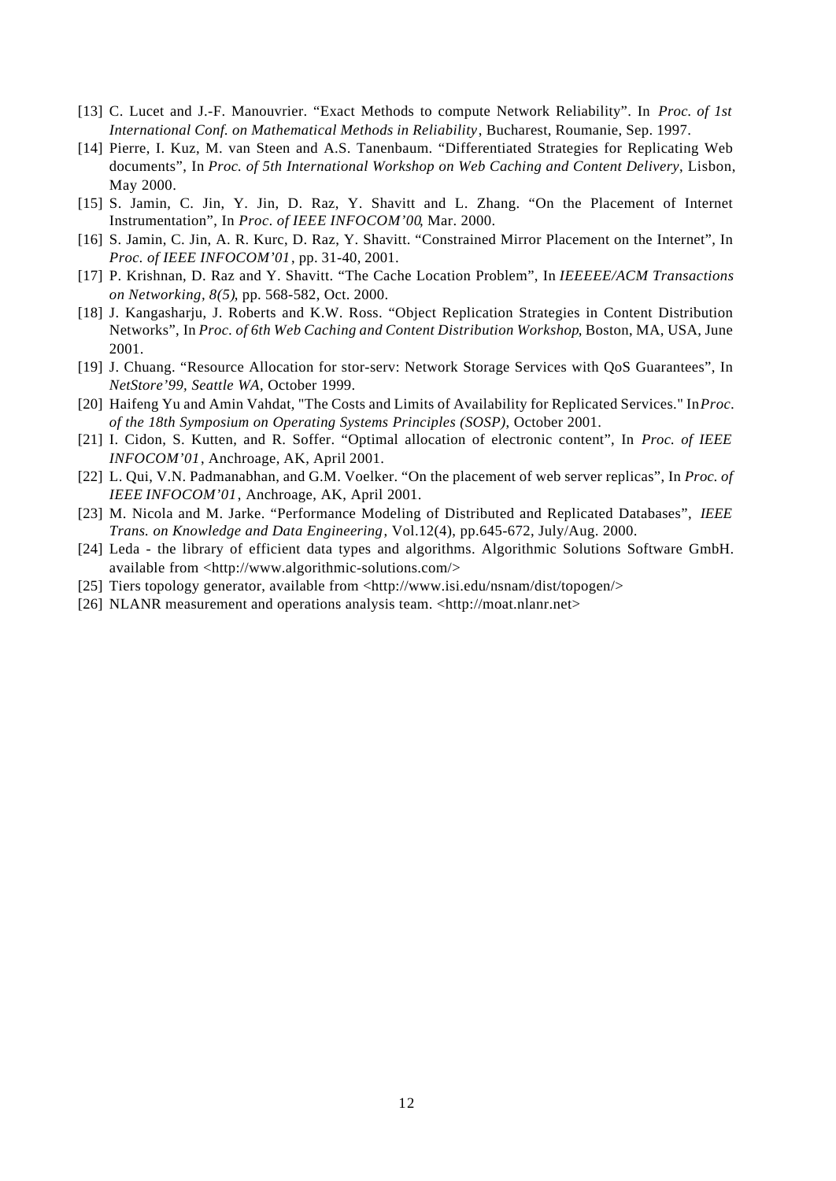[13] C. Lucet and J.-F. Manouvrier. "Exact Methods to compute Network Reliability". In *Proc. of 1st International Conf. on Mathematical Methods in Reliability*, Bucharest, Roumanie, Sep. 1997.

[14] Pierre, I. Kuz, M. van Steen and A.S. Tanenbaum. "Differentiated Strategies for Replicating Web documents", In *Proc. of 5th International Workshop on Web Caching and Content Delivery*, Lisbon, May 2000.

[15] S. Jamin, C. Jin, Y. Jin, D. Raz, Y. Shavitt and L. Zhang. "On the Placement of Internet Instrumentation", In *Proc. of IEEE INFOCOM'00*, Mar. 2000.

[16] S. Jamin, C. Jin, A. R. Kurc, D. Raz, Y. Shavitt. "Constrained Mirror Placement on the Internet", In *Proc. of IEEE INFOCOM'01*, pp. 31-40, 2001.

[17] P. Krishnan, D. Raz and Y. Shavitt. "The Cache Location Problem", In *IEEEEE/ACM Transactions on Networking, 8(5)*, pp. 568-582, Oct. 2000.

[18] J. Kangasharju, J. Roberts and K.W. Ross. "Object Replication Strategies in Content Distribution Networks", In *Proc. of 6th Web Caching and Content Distribution Workshop*, Boston, MA, USA, June 2001.

[19] J. Chuang. "Resource Allocation for stor-serv: Network Storage Services with QoS Guarantees", In *NetStore'99, Seattle WA*, October 1999.

[20] Haifeng Yu and Amin Vahdat, "The Costs and Limits of Availability for Replicated Services." In *Proc. of the 18th Symposium on Operating Systems Principles (SOSP)*, October 2001.

[21] I. Cidon, S. Kutten, and R. Soffer. "Optimal allocation of electronic content", In *Proc. of IEEE INFOCOM'01*, Anchroage, AK, April 2001.

[22] L. Qui, V.N. Padmanabhan, and G.M. Voelker. "On the placement of web server replicas", In *Proc. of IEEE INFOCOM'01*, Anchroage, AK, April 2001.

[23] M. Nicola and M. Jarke. "Performance Modeling of Distributed and Replicated Databases", *IEEE Trans. on Knowledge and Data Engineering*, Vol.12(4), pp.645-672, July/Aug. 2000.

[24] Leda - the library of efficient data types and algorithms. Algorithmic Solutions Software GmbH. available from <http://www.algorithmic-solutions.com/>

[25] Tiers topology generator, available from <http://www.isi.edu/nsnam/dist/topogen/>

[26] NLANR measurement and operations analysis team. <http://moat.nlanr.net>